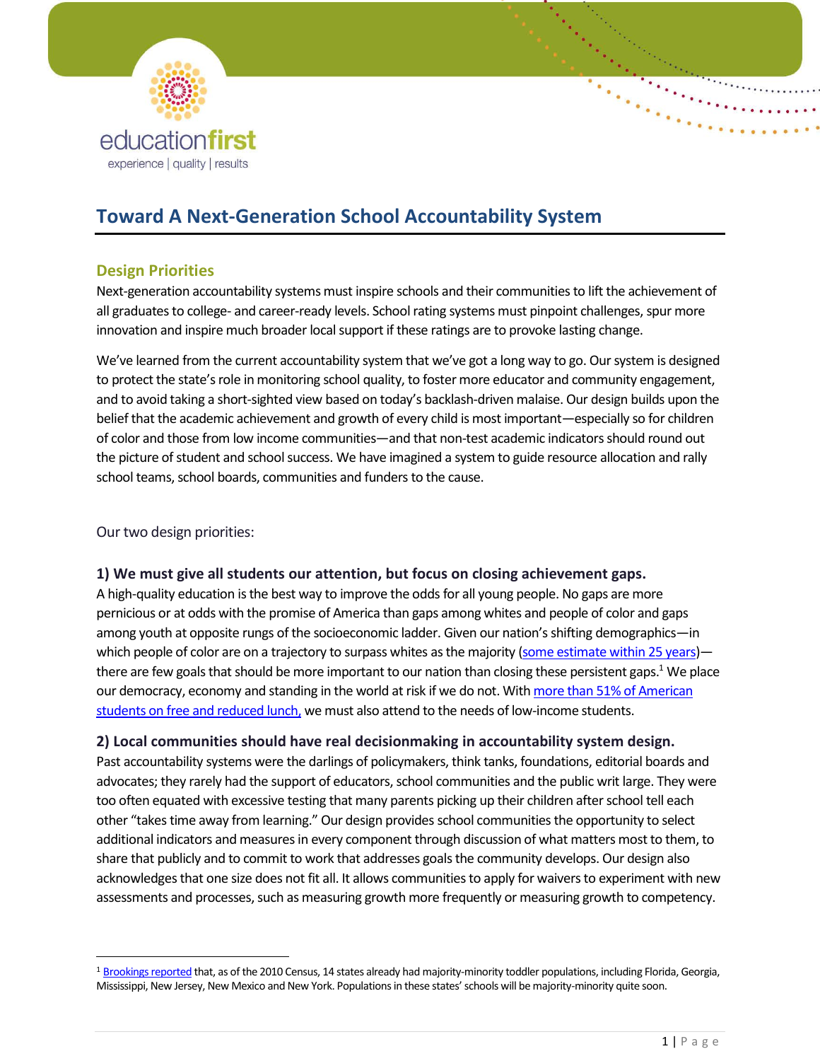# Toward A Next-Generation School Accountability System

## Design Priorities

Next-generation accountability systems must inspire schools and their communities to lift the achievement of all graduates to college- and career-ready levels. School rating systems must pinpoint challenges, spur more innovation and inspire much broader local support if these ratings are to provoke lasting change.

We've learned from the current accountability system that we've got a long way to go. Our system is designed to protect the state's role in monitoring school quality, to foster more educator and community engagement, and to avoid taking a short-sighted view based on today's backlash-driven malaise. Our design builds upon the belief that the academic achievement and growth of every child is most important—especially so for children of color and those from low income communities—and that non-test academic indicators should round out the picture of student and school success. We have imagined a system to guide resource allocation and rally school teams, school boards, communities and funders to the cause.

Our two design priorities:

### 1) We must give all students our attention, but focus on closing achievement gaps.

A high-quality education is the best way to improve the odds for all young people. No gaps are more pernicious or at odds with the promise of America than gaps among whites and people of color and gaps among youth at opposite rungs of the socioeconomic ladder. Given our nation's shifting demographics—in which people of color are on a trajectory to surpass whites as the majority (some estimate within 25 years)—there are few goals that should be more important to our nation than closing these persistent gaps.[1] We place our democracy, economy and standing in the world at risk if we do not. With more than 51% of American students on free and reduced lunch, we must also attend to the needs of low-income students.

### 2) Local communities should have real decisionmaking in accountability system design.

Past accountability systems were the darlings of policymakers, think tanks, foundations, editorial boards and advocates; they rarely had the support of educators, school communities and the public writ large. They were too often equated with excessive testing that many parents picking up their children after school tell each other "takes time away from learning." Our design provides school communities the opportunity to select additional indicators and measures in every component through discussion of what matters most to them, to share that publicly and to commit to work that addresses goals the community develops. Our design also acknowledges that one size does not fit all. It allows communities to apply for waivers to experiment with new assessments and processes, such as measuring growth more frequently or measuring growth to competency.

---

[1] Brookings reported that, as of the 2010 Census, 14 states already had majority-minority toddler populations, including Florida, Georgia, Mississippi, New Jersey, New Mexico and New York. Populations in these states' schools will be majority-minority quite soon.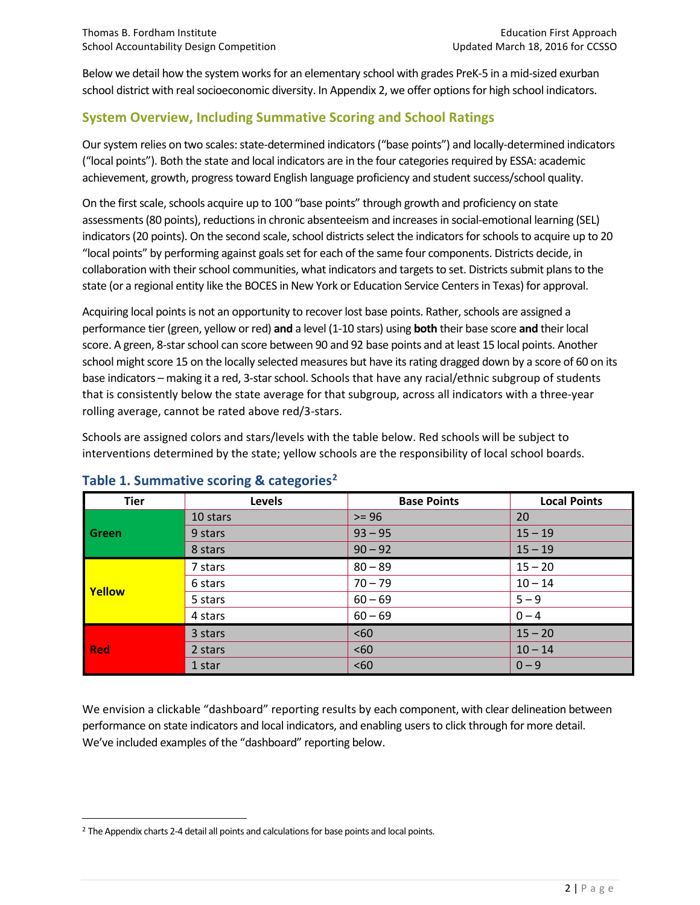Below we detail how the system works for an elementary school with grades PreK-5 in a mid-sized exurban school district with real socioeconomic diversity. In Appendix 2, we offer options for high school indicators.

## System Overview, Including Summative Scoring and School Ratings

Our system relies on two scales: state-determined indicators ("base points") and locally-determined indicators ("local points"). Both the state and local indicators are in the four categories required by ESSA: academic achievement, growth, progress toward English language proficiency and student success/school quality.

On the first scale, schools acquire up to 100 "base points" through growth and proficiency on state assessments (80 points), reductions in chronic absenteeism and increases in social-emotional learning (SEL) indicators (20 points). On the second scale, school districts select the indicators for schools to acquire up to 20 "local points" by performing against goals set for each of the same four components. Districts decide, in collaboration with their school communities, what indicators and targets to set. Districts submit plans to the state (or a regional entity like the BOCES in New York or Education Service Centers in Texas) for approval.

Acquiring local points is not an opportunity to recover lost base points. Rather, schools are assigned a performance tier (green, yellow or red) **and** a level (1-10 stars) using **both** their base score **and** their local score. A green, 8-star school can score between 90 and 92 base points and at least 15 local points. Another school might score 15 on the locally selected measures but have its rating dragged down by a score of 60 on its base indicators – making it a red, 3-star school. Schools that have any racial/ethnic subgroup of students that is consistently below the state average for that subgroup, across all indicators with a three-year rolling average, cannot be rated above red/3-stars.

Schools are assigned colors and stars/levels with the table below. Red schools will be subject to interventions determined by the state; yellow schools are the responsibility of local school boards.

### Table 1. Summative scoring & categories[2]

| Tier | Levels | Base Points | Local Points |
|---|---|---|---|
| Green | 10 stars | >= 96 | 20 |
| | 9 stars | 93 – 95 | 15 – 19 |
| | 8 stars | 90 – 92 | 15 – 19 |
| Yellow | 7 stars | 80 – 89 | 15 – 20 |
| | 6 stars | 70 – 79 | 10 – 14 |
| | 5 stars | 60 – 69 | 5 – 9 |
| | 4 stars | 60 – 69 | 0 – 4 |
| Red | 3 stars | <60 | 15 – 20 |
| | 2 stars | <60 | 10 – 14 |
| | 1 star | <60 | 0 – 9 |

We envision a clickable "dashboard" reporting results by each component, with clear delineation between performance on state indicators and local indicators, and enabling users to click through for more detail. We've included examples of the "dashboard" reporting below.

[2] The Appendix charts 2-4 detail all points and calculations for base points and local points.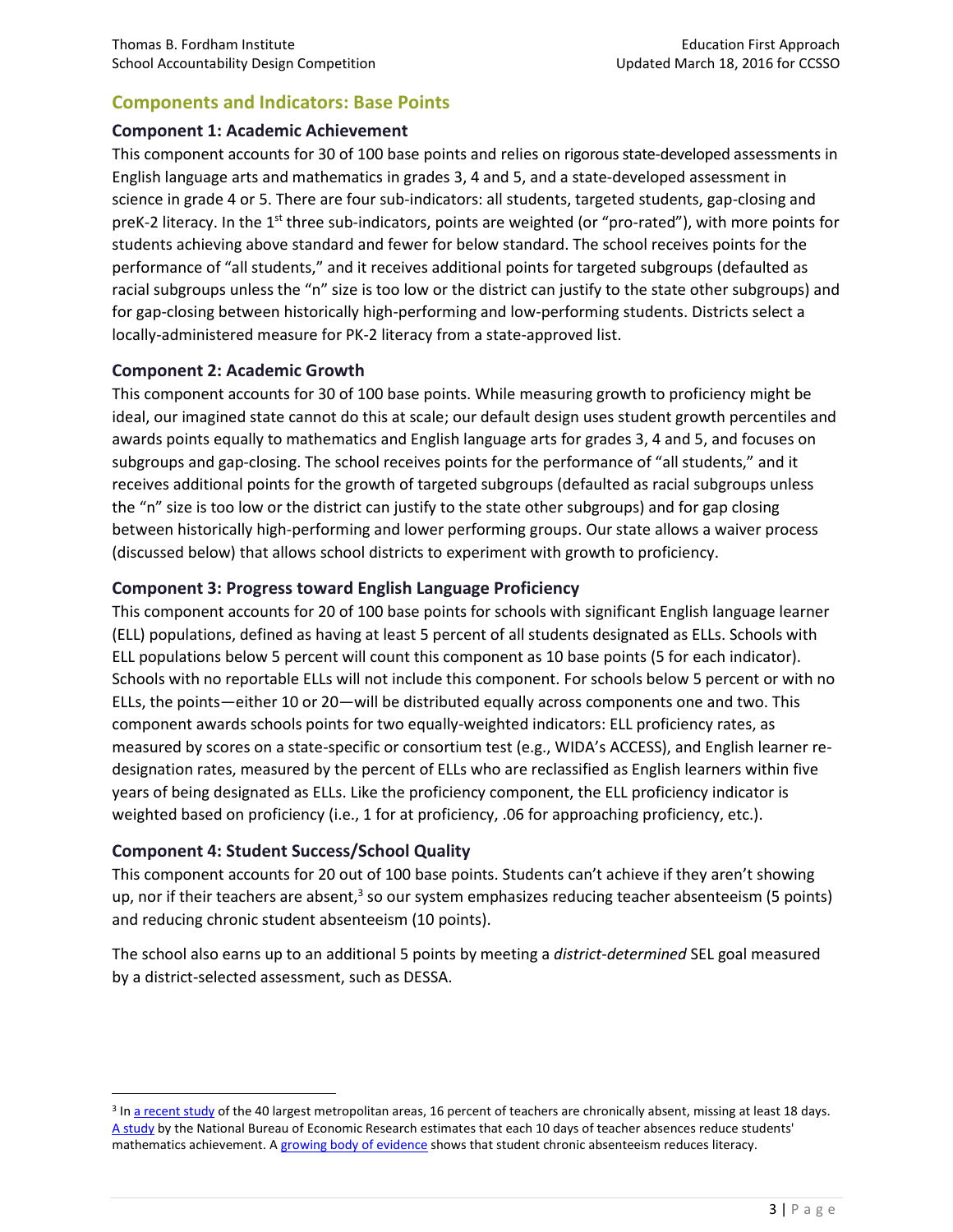## Components and Indicators: Base Points

### Component 1: Academic Achievement

This component accounts for 30 of 100 base points and relies on rigorous state-developed assessments in English language arts and mathematics in grades 3, 4 and 5, and a state-developed assessment in science in grade 4 or 5. There are four sub-indicators: all students, targeted students, gap-closing and preK-2 literacy. In the 1st three sub-indicators, points are weighted (or "pro-rated"), with more points for students achieving above standard and fewer for below standard. The school receives points for the performance of "all students," and it receives additional points for targeted subgroups (defaulted as racial subgroups unless the "n" size is too low or the district can justify to the state other subgroups) and for gap-closing between historically high-performing and low-performing students. Districts select a locally-administered measure for PK-2 literacy from a state-approved list.

### Component 2: Academic Growth

This component accounts for 30 of 100 base points. While measuring growth to proficiency might be ideal, our imagined state cannot do this at scale; our default design uses student growth percentiles and awards points equally to mathematics and English language arts for grades 3, 4 and 5, and focuses on subgroups and gap-closing. The school receives points for the performance of "all students," and it receives additional points for the growth of targeted subgroups (defaulted as racial subgroups unless the "n" size is too low or the district can justify to the state other subgroups) and for gap closing between historically high-performing and lower performing groups. Our state allows a waiver process (discussed below) that allows school districts to experiment with growth to proficiency.

### Component 3: Progress toward English Language Proficiency

This component accounts for 20 of 100 base points for schools with significant English language learner (ELL) populations, defined as having at least 5 percent of all students designated as ELLs. Schools with ELL populations below 5 percent will count this component as 10 base points (5 for each indicator). Schools with no reportable ELLs will not include this component. For schools below 5 percent or with no ELLs, the points—either 10 or 20—will be distributed equally across components one and two. This component awards schools points for two equally-weighted indicators: ELL proficiency rates, as measured by scores on a state-specific or consortium test (e.g., WIDA's ACCESS), and English learner re-designation rates, measured by the percent of ELLs who are reclassified as English learners within five years of being designated as ELLs. Like the proficiency component, the ELL proficiency indicator is weighted based on proficiency (i.e., 1 for at proficiency, .06 for approaching proficiency, etc.).

### Component 4: Student Success/School Quality

This component accounts for 20 out of 100 base points. Students can't achieve if they aren't showing up, nor if their teachers are absent,[3] so our system emphasizes reducing teacher absenteeism (5 points) and reducing chronic student absenteeism (10 points).

The school also earns up to an additional 5 points by meeting a *district-determined* SEL goal measured by a district-selected assessment, such as DESSA.

---

[3] In a recent study of the 40 largest metropolitan areas, 16 percent of teachers are chronically absent, missing at least 18 days. A study by the National Bureau of Economic Research estimates that each 10 days of teacher absences reduce students' mathematics achievement. A growing body of evidence shows that student chronic absenteeism reduces literacy.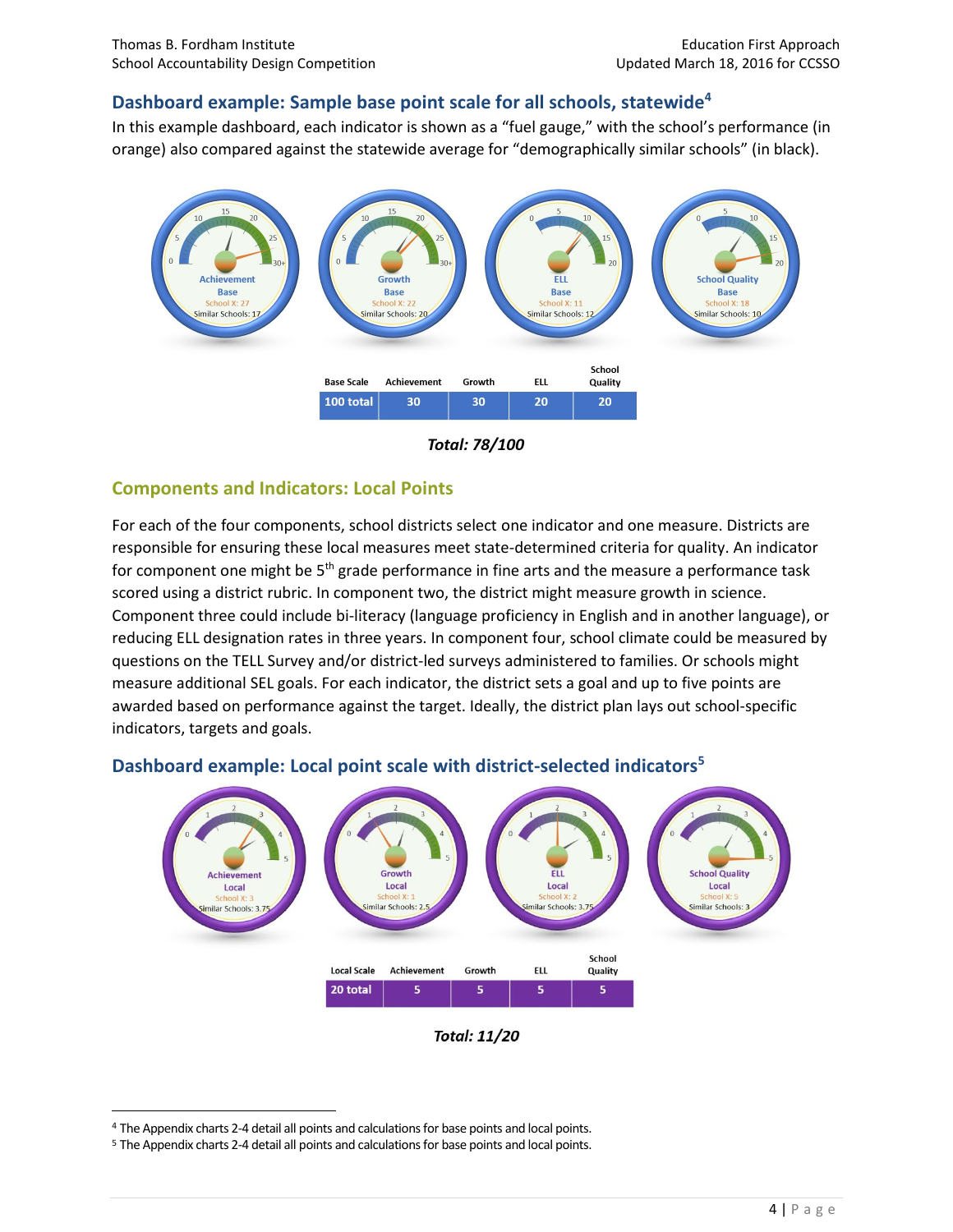## Dashboard example: Sample base point scale for all schools, statewide[4]

In this example dashboard, each indicator is shown as a "fuel gauge," with the school's performance (in orange) also compared against the statewide average for "demographically similar schools" (in black).

Achievement Base — School X: 27 — Similar Schools: 17

Growth Base — School X: 22 — Similar Schools: 20

ELL Base — School X: 11 — Similar Schools: 12

School Quality Base — School X: 18 — Similar Schools: 10

| Base Scale | Achievement | Growth | ELL | School Quality |
|---|---|---|---|---|
| 100 total | 30 | 30 | 20 | 20 |

***Total: 78/100***

## Components and Indicators: Local Points

For each of the four components, school districts select one indicator and one measure. Districts are responsible for ensuring these local measures meet state-determined criteria for quality. An indicator for component one might be 5th grade performance in fine arts and the measure a performance task scored using a district rubric. In component two, the district might measure growth in science. Component three could include bi-literacy (language proficiency in English and in another language), or reducing ELL designation rates in three years. In component four, school climate could be measured by questions on the TELL Survey and/or district-led surveys administered to families. Or schools might measure additional SEL goals. For each indicator, the district sets a goal and up to five points are awarded based on performance against the target. Ideally, the district plan lays out school-specific indicators, targets and goals.

## Dashboard example: Local point scale with district-selected indicators[5]

Achievement Local — School X: 3 — Similar Schools: 3.75

Growth Local — School X: 1 — Similar Schools: 2.5

ELL Local — School X: 2 — Similar Schools: 3.75

School Quality Local — School X: 5 — Similar Schools: 3

| Local Scale | Achievement | Growth | ELL | School Quality |
|---|---|---|---|---|
| 20 total | 5 | 5 | 5 | 5 |

***Total: 11/20***

---

[4] The Appendix charts 2-4 detail all points and calculations for base points and local points.

[5] The Appendix charts 2-4 detail all points and calculations for base points and local points.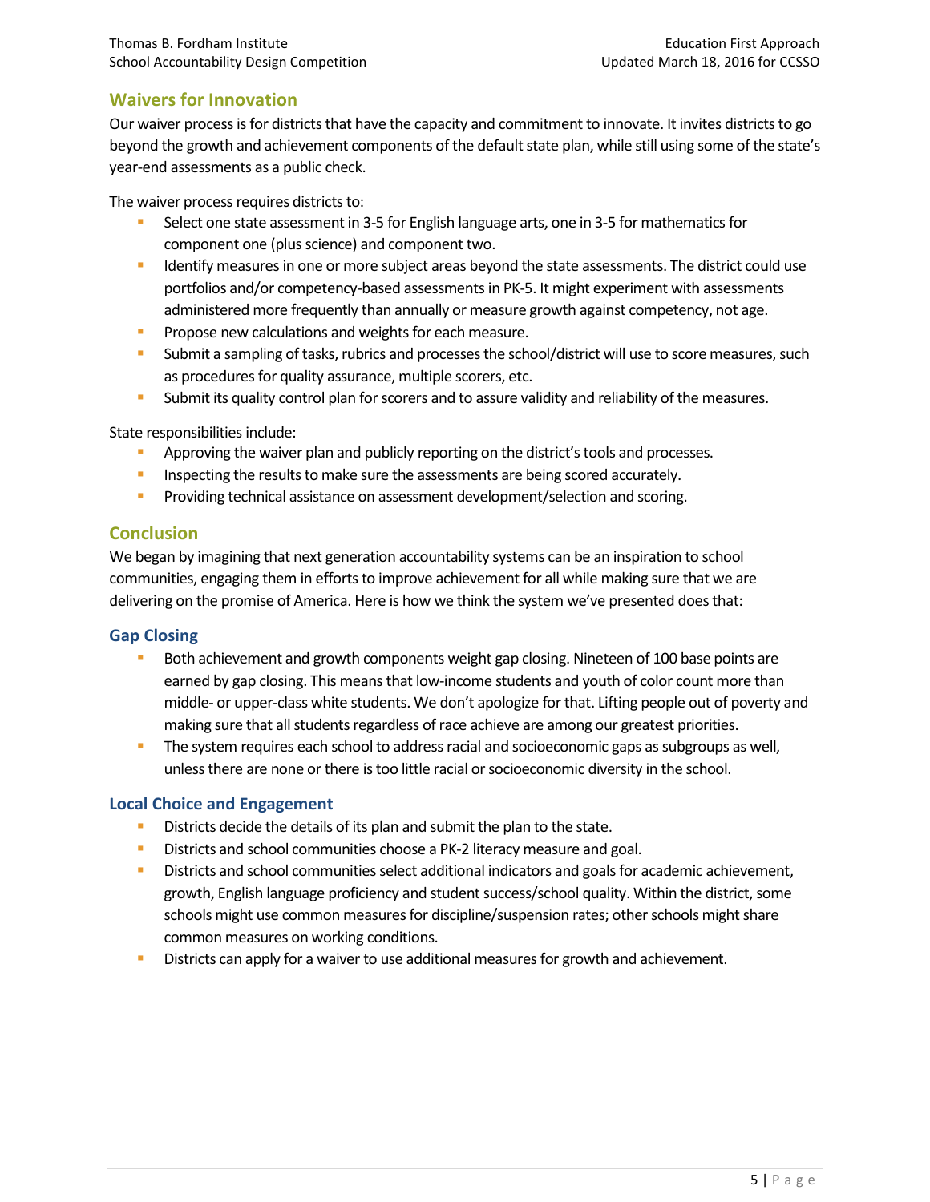## Waivers for Innovation

Our waiver process is for districts that have the capacity and commitment to innovate. It invites districts to go beyond the growth and achievement components of the default state plan, while still using some of the state's year-end assessments as a public check.

The waiver process requires districts to:

- Select one state assessment in 3-5 for English language arts, one in 3-5 for mathematics for component one (plus science) and component two.
- Identify measures in one or more subject areas beyond the state assessments. The district could use portfolios and/or competency-based assessments in PK-5. It might experiment with assessments administered more frequently than annually or measure growth against competency, not age.
- Propose new calculations and weights for each measure.
- Submit a sampling of tasks, rubrics and processes the school/district will use to score measures, such as procedures for quality assurance, multiple scorers, etc.
- Submit its quality control plan for scorers and to assure validity and reliability of the measures.

State responsibilities include:

- Approving the waiver plan and publicly reporting on the district's tools and processes.
- Inspecting the results to make sure the assessments are being scored accurately.
- Providing technical assistance on assessment development/selection and scoring.

## Conclusion

We began by imagining that next generation accountability systems can be an inspiration to school communities, engaging them in efforts to improve achievement for all while making sure that we are delivering on the promise of America. Here is how we think the system we've presented does that:

### Gap Closing

- Both achievement and growth components weight gap closing. Nineteen of 100 base points are earned by gap closing. This means that low-income students and youth of color count more than middle- or upper-class white students. We don't apologize for that. Lifting people out of poverty and making sure that all students regardless of race achieve are among our greatest priorities.
- The system requires each school to address racial and socioeconomic gaps as subgroups as well, unless there are none or there is too little racial or socioeconomic diversity in the school.

### Local Choice and Engagement

- Districts decide the details of its plan and submit the plan to the state.
- Districts and school communities choose a PK-2 literacy measure and goal.
- Districts and school communities select additional indicators and goals for academic achievement, growth, English language proficiency and student success/school quality. Within the district, some schools might use common measures for discipline/suspension rates; other schools might share common measures on working conditions.
- Districts can apply for a waiver to use additional measures for growth and achievement.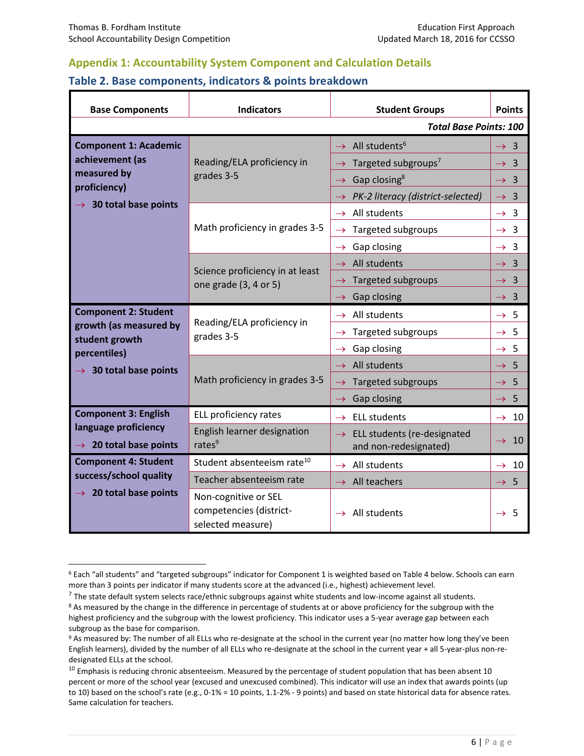## Appendix 1: Accountability System Component and Calculation Details

### Table 2. Base components, indicators & points breakdown

| Base Components | Indicators | Student Groups | Points |
|---|---|---|---|
| | | | ***Total Base Points: 100*** |
| **Component 1: Academic achievement (as measured by proficiency)** → **30 total base points** | Reading/ELA proficiency in grades 3-5 | → All students[6] | → 3 |
| | | → Targeted subgroups[7] | → 3 |
| | | → Gap closing[8] | → 3 |
| | | → *PK-2 literacy (district-selected)* | → 3 |
| | Math proficiency in grades 3-5 | → All students | → 3 |
| | | → Targeted subgroups | → 3 |
| | | → Gap closing | → 3 |
| | Science proficiency in at least one grade (3, 4 or 5) | → All students | → 3 |
| | | → Targeted subgroups | → 3 |
| | | → Gap closing | → 3 |
| **Component 2: Student growth (as measured by student growth percentiles)** → **30 total base points** | Reading/ELA proficiency in grades 3-5 | → All students | → 5 |
| | | → Targeted subgroups | → 5 |
| | | → Gap closing | → 5 |
| | Math proficiency in grades 3-5 | → All students | → 5 |
| | | → Targeted subgroups | → 5 |
| | | → Gap closing | → 5 |
| **Component 3: English language proficiency** → **20 total base points** | ELL proficiency rates | → ELL students | → 10 |
| | English learner designation rates[9] | → ELL students (re-designated and non-redesignated) | → 10 |
| **Component 4: Student success/school quality** → **20 total base points** | Student absenteeism rate[10] | → All students | → 10 |
| | Teacher absenteeism rate | → All teachers | → 5 |
| | Non-cognitive or SEL competencies (district-selected measure) | → All students | → 5 |

[6] Each "all students" and "targeted subgroups" indicator for Component 1 is weighted based on Table 4 below. Schools can earn more than 3 points per indicator if many students score at the advanced (i.e., highest) achievement level.

[7] The state default system selects race/ethnic subgroups against white students and low-income against all students.

[8] As measured by the change in the difference in percentage of students at or above proficiency for the subgroup with the highest proficiency and the subgroup with the lowest proficiency. This indicator uses a 5-year average gap between each subgroup as the base for comparison.

[9] As measured by: The number of all ELLs who re-designate at the school in the current year (no matter how long they've been English learners), divided by the number of all ELLs who re-designate at the school in the current year + all 5-year-plus non-re-designated ELLs at the school.

[10] Emphasis is reducing chronic absenteeism. Measured by the percentage of student population that has been absent 10 percent or more of the school year (excused and unexcused combined). This indicator will use an index that awards points (up to 10) based on the school's rate (e.g., 0-1% = 10 points, 1.1-2% - 9 points) and based on state historical data for absence rates. Same calculation for teachers.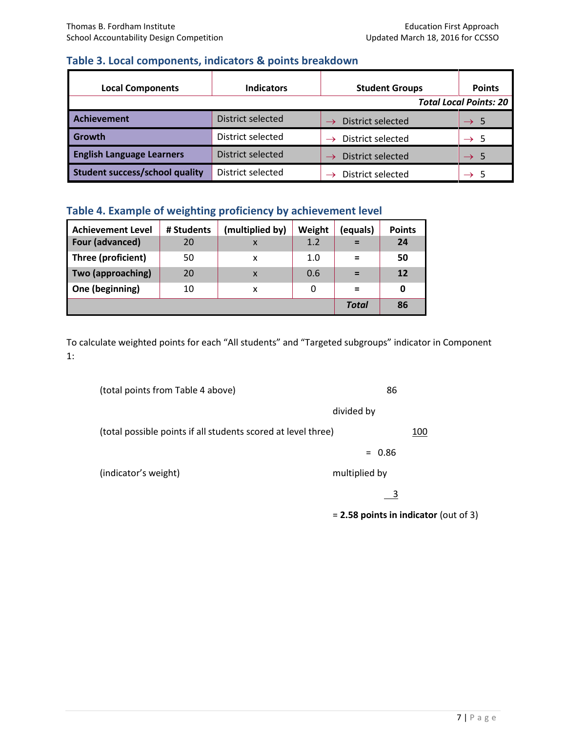## Table 3. Local components, indicators & points breakdown

| Local Components | Indicators | Student Groups | Points |
|---|---|---|---|
| | | | ***Total Local Points: 20*** |
| **Achievement** | District selected | → District selected | → 5 |
| **Growth** | District selected | → District selected | → 5 |
| **English Language Learners** | District selected | → District selected | → 5 |
| **Student success/school quality** | District selected | → District selected | → 5 |

## Table 4. Example of weighting proficiency by achievement level

| Achievement Level | # Students | (multiplied by) | Weight | (equals) | Points |
|---|---|---|---|---|---|
| **Four (advanced)** | 20 | x | 1.2 | = | **24** |
| **Three (proficient)** | 50 | x | 1.0 | = | **50** |
| **Two (approaching)** | 20 | x | 0.6 | = | **12** |
| **One (beginning)** | 10 | x | 0 | = | **0** |
| | | | | ***Total*** | **86** |

To calculate weighted points for each "All students" and "Targeted subgroups" indicator in Component 1:

(total points from Table 4 above) 86

divided by

(total possible points if all students scored at level three) 100

= 0.86

(indicator's weight) multiplied by

3

= **2.58 points in indicator** (out of 3)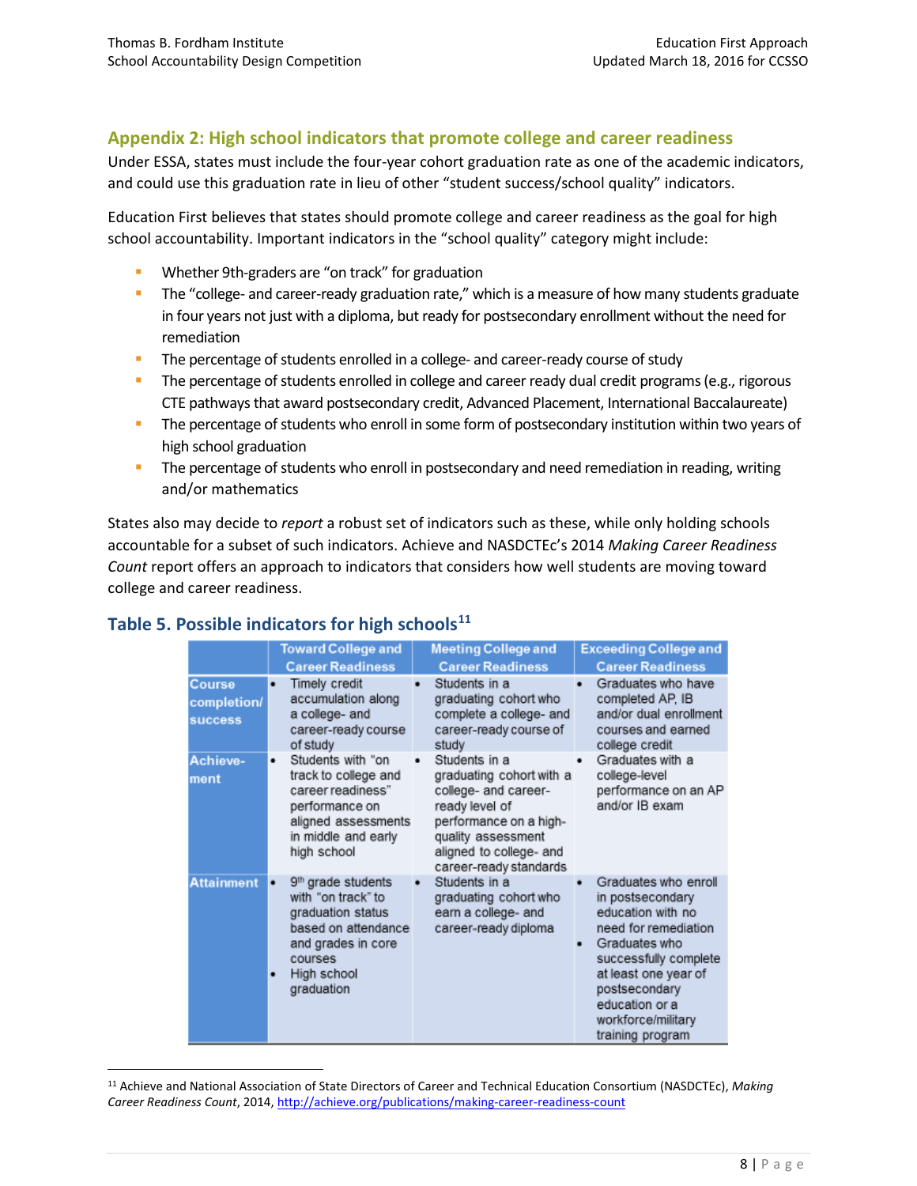## Appendix 2: High school indicators that promote college and career readiness

Under ESSA, states must include the four-year cohort graduation rate as one of the academic indicators, and could use this graduation rate in lieu of other "student success/school quality" indicators.

Education First believes that states should promote college and career readiness as the goal for high school accountability. Important indicators in the "school quality" category might include:

- Whether 9th-graders are "on track" for graduation
- The "college- and career-ready graduation rate," which is a measure of how many students graduate in four years not just with a diploma, but ready for postsecondary enrollment without the need for remediation
- The percentage of students enrolled in a college- and career-ready course of study
- The percentage of students enrolled in college and career ready dual credit programs (e.g., rigorous CTE pathways that award postsecondary credit, Advanced Placement, International Baccalaureate)
- The percentage of students who enroll in some form of postsecondary institution within two years of high school graduation
- The percentage of students who enroll in postsecondary and need remediation in reading, writing and/or mathematics

States also may decide to *report* a robust set of indicators such as these, while only holding schools accountable for a subset of such indicators. Achieve and NASDCTEc's 2014 *Making Career Readiness Count* report offers an approach to indicators that considers how well students are moving toward college and career readiness.

### Table 5. Possible indicators for high schools[11]

| | Toward College and Career Readiness | Meeting College and Career Readiness | Exceeding College and Career Readiness |
|---|---|---|---|
| Course completion/ success | • Timely credit accumulation along a college- and career-ready course of study | • Students in a graduating cohort who complete a college- and career-ready course of study | • Graduates who have completed AP, IB and/or dual enrollment courses and earned college credit |
| Achieve-ment | • Students with "on track to college and career readiness" performance on aligned assessments in middle and early high school | • Students in a graduating cohort with a college- and career-ready level of performance on a high-quality assessment aligned to college- and career-ready standards | • Graduates with a college-level performance on an AP and/or IB exam |
| Attainment | • 9th grade students with "on track" to graduation status based on attendance and grades in core courses<br>• High school graduation | • Students in a graduating cohort who earn a college- and career-ready diploma | • Graduates who enroll in postsecondary education with no need for remediation<br>• Graduates who successfully complete at least one year of postsecondary education or a workforce/military training program |

[11] Achieve and National Association of State Directors of Career and Technical Education Consortium (NASDCTEc), *Making Career Readiness Count*, 2014, http://achieve.org/publications/making-career-readiness-count